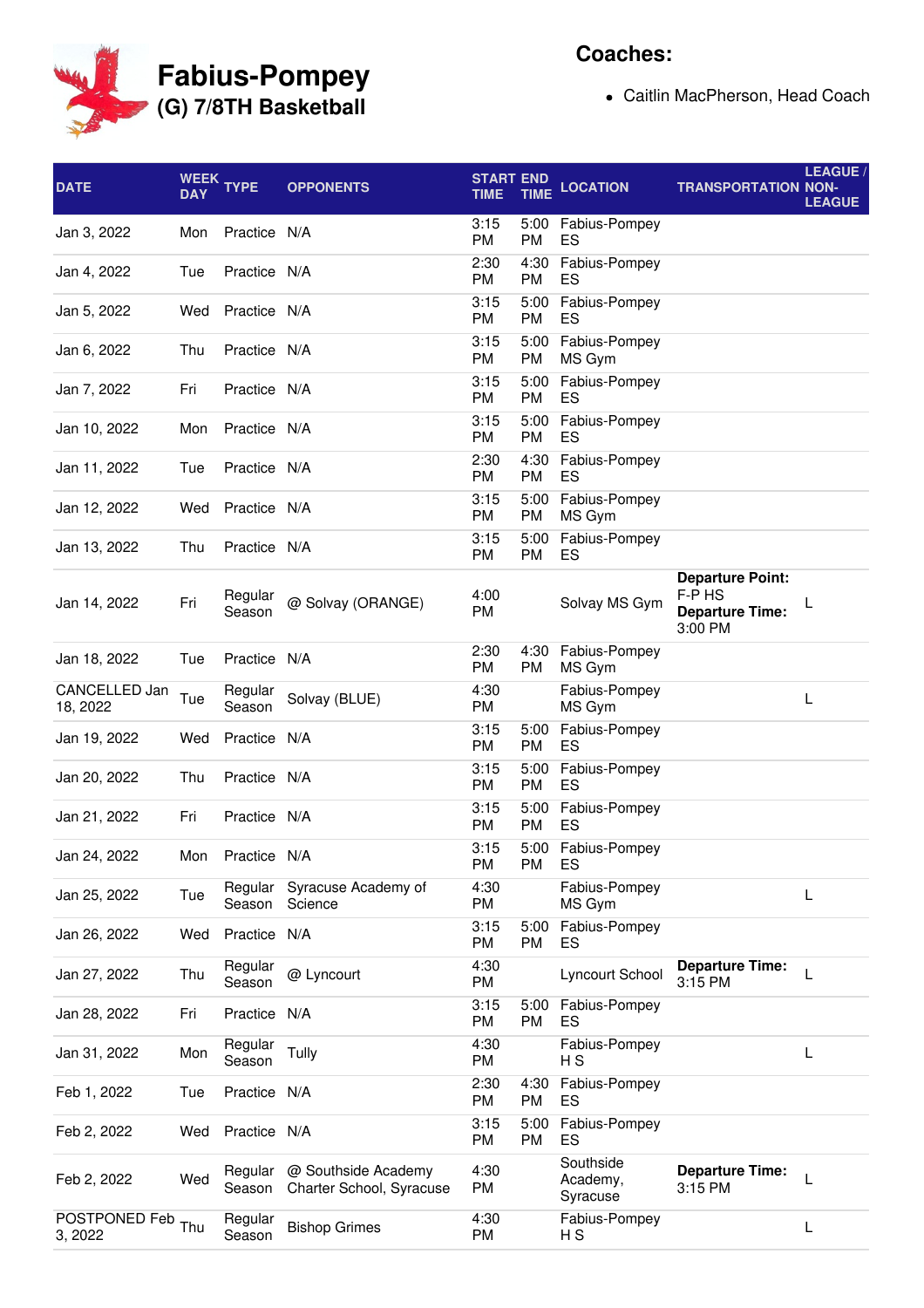# Fabius-Pompey

## (G) 7/8TH Basketball

**Coaches:**

- Caitlin MacPherson, Head Coach

| DATE | WEEK DAY | TYPE | OPPONENTS | START TIME | END TIME | LOCATION | TRANSPORTATION | LEAGUE / NON-LEAGUE |
|---|---|---|---|---|---|---|---|---|
| Jan 3, 2022 | Mon | Practice | N/A | 3:15 PM | 5:00 PM | Fabius-Pompey ES | | |
| Jan 4, 2022 | Tue | Practice | N/A | 2:30 PM | 4:30 PM | Fabius-Pompey ES | | |
| Jan 5, 2022 | Wed | Practice | N/A | 3:15 PM | 5:00 PM | Fabius-Pompey ES | | |
| Jan 6, 2022 | Thu | Practice | N/A | 3:15 PM | 5:00 PM | Fabius-Pompey MS Gym | | |
| Jan 7, 2022 | Fri | Practice | N/A | 3:15 PM | 5:00 PM | Fabius-Pompey ES | | |
| Jan 10, 2022 | Mon | Practice | N/A | 3:15 PM | 5:00 PM | Fabius-Pompey ES | | |
| Jan 11, 2022 | Tue | Practice | N/A | 2:30 PM | 4:30 PM | Fabius-Pompey ES | | |
| Jan 12, 2022 | Wed | Practice | N/A | 3:15 PM | 5:00 PM | Fabius-Pompey MS Gym | | |
| Jan 13, 2022 | Thu | Practice | N/A | 3:15 PM | 5:00 PM | Fabius-Pompey ES | | |
| Jan 14, 2022 | Fri | Regular Season | @ Solvay (ORANGE) | 4:00 PM | | Solvay MS Gym | **Departure Point:** F-P HS **Departure Time:** 3:00 PM | L |
| Jan 18, 2022 | Tue | Practice | N/A | 2:30 PM | 4:30 PM | Fabius-Pompey MS Gym | | |
| CANCELLED Jan 18, 2022 | Tue | Regular Season | Solvay (BLUE) | 4:30 PM | | Fabius-Pompey MS Gym | | L |
| Jan 19, 2022 | Wed | Practice | N/A | 3:15 PM | 5:00 PM | Fabius-Pompey ES | | |
| Jan 20, 2022 | Thu | Practice | N/A | 3:15 PM | 5:00 PM | Fabius-Pompey ES | | |
| Jan 21, 2022 | Fri | Practice | N/A | 3:15 PM | 5:00 PM | Fabius-Pompey ES | | |
| Jan 24, 2022 | Mon | Practice | N/A | 3:15 PM | 5:00 PM | Fabius-Pompey ES | | |
| Jan 25, 2022 | Tue | Regular Season | Syracuse Academy of Science | 4:30 PM | | Fabius-Pompey MS Gym | | L |
| Jan 26, 2022 | Wed | Practice | N/A | 3:15 PM | 5:00 PM | Fabius-Pompey ES | | |
| Jan 27, 2022 | Thu | Regular Season | @ Lyncourt | 4:30 PM | | Lyncourt School | **Departure Time:** 3:15 PM | L |
| Jan 28, 2022 | Fri | Practice | N/A | 3:15 PM | 5:00 PM | Fabius-Pompey ES | | |
| Jan 31, 2022 | Mon | Regular Season | Tully | 4:30 PM | | Fabius-Pompey H S | | L |
| Feb 1, 2022 | Tue | Practice | N/A | 2:30 PM | 4:30 PM | Fabius-Pompey ES | | |
| Feb 2, 2022 | Wed | Practice | N/A | 3:15 PM | 5:00 PM | Fabius-Pompey ES | | |
| Feb 2, 2022 | Wed | Regular Season | @ Southside Academy Charter School, Syracuse | 4:30 PM | | Southside Academy, Syracuse | **Departure Time:** 3:15 PM | L |
| POSTPONED Feb 3, 2022 | Thu | Regular Season | Bishop Grimes | 4:30 PM | | Fabius-Pompey H S | | L |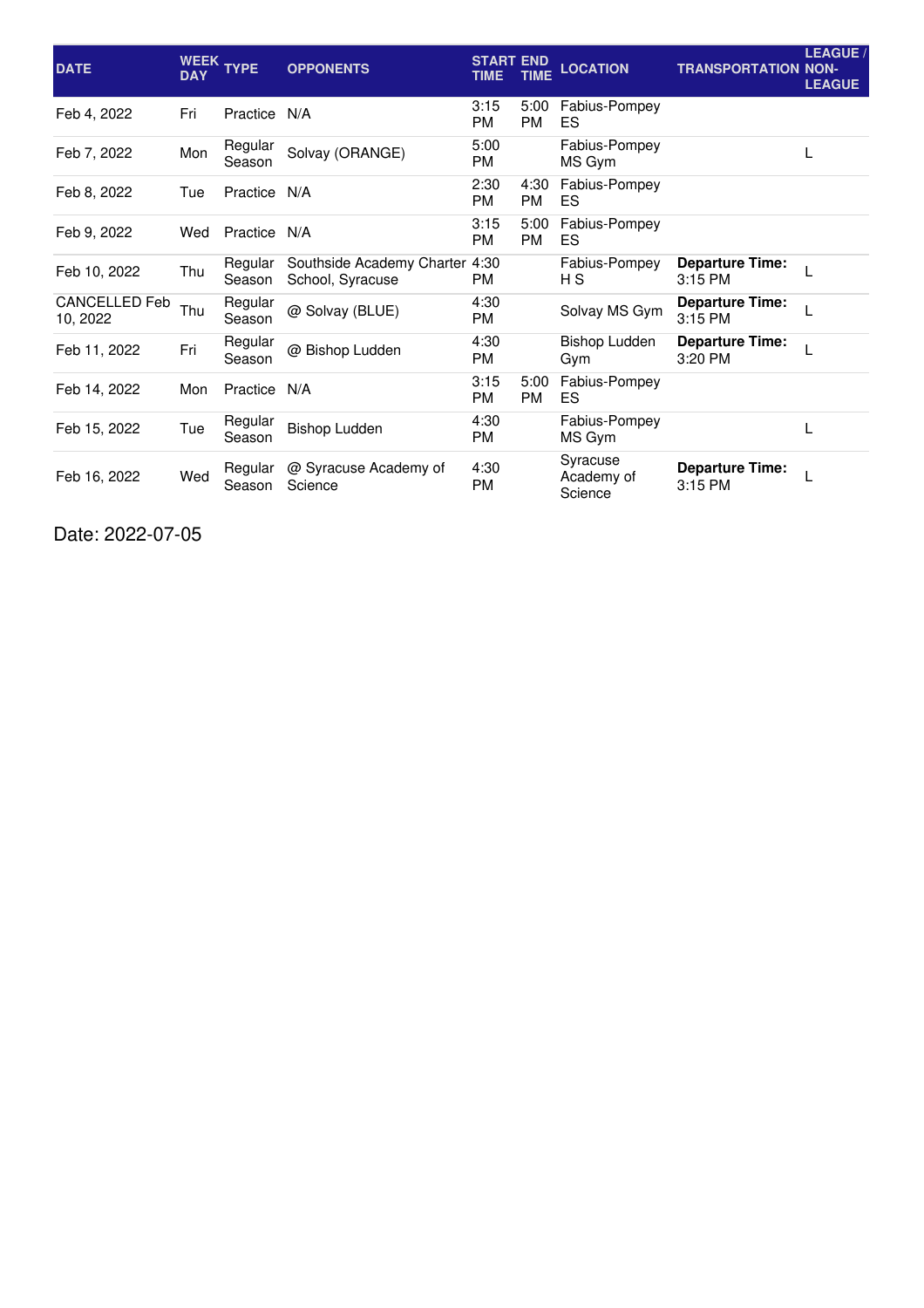| DATE | WEEK DAY | TYPE | OPPONENTS | START TIME | END TIME | LOCATION | TRANSPORTATION | LEAGUE / NON-LEAGUE |
|---|---|---|---|---|---|---|---|---|
| Feb 4, 2022 | Fri | Practice | N/A | 3:15 PM | 5:00 PM | Fabius-Pompey ES | | |
| Feb 7, 2022 | Mon | Regular Season | Solvay (ORANGE) | 5:00 PM | | Fabius-Pompey MS Gym | | L |
| Feb 8, 2022 | Tue | Practice | N/A | 2:30 PM | 4:30 PM | Fabius-Pompey ES | | |
| Feb 9, 2022 | Wed | Practice | N/A | 3:15 PM | 5:00 PM | Fabius-Pompey ES | | |
| Feb 10, 2022 | Thu | Regular Season | Southside Academy Charter School, Syracuse | 4:30 PM | | Fabius-Pompey H S | **Departure Time:** 3:15 PM | L |
| CANCELLED Feb 10, 2022 | Thu | Regular Season | @ Solvay (BLUE) | 4:30 PM | | Solvay MS Gym | **Departure Time:** 3:15 PM | L |
| Feb 11, 2022 | Fri | Regular Season | @ Bishop Ludden | 4:30 PM | | Bishop Ludden Gym | **Departure Time:** 3:20 PM | L |
| Feb 14, 2022 | Mon | Practice | N/A | 3:15 PM | 5:00 PM | Fabius-Pompey ES | | |
| Feb 15, 2022 | Tue | Regular Season | Bishop Ludden | 4:30 PM | | Fabius-Pompey MS Gym | | L |
| Feb 16, 2022 | Wed | Regular Season | @ Syracuse Academy of Science | 4:30 PM | | Syracuse Academy of Science | **Departure Time:** 3:15 PM | L |

Date: 2022-07-05